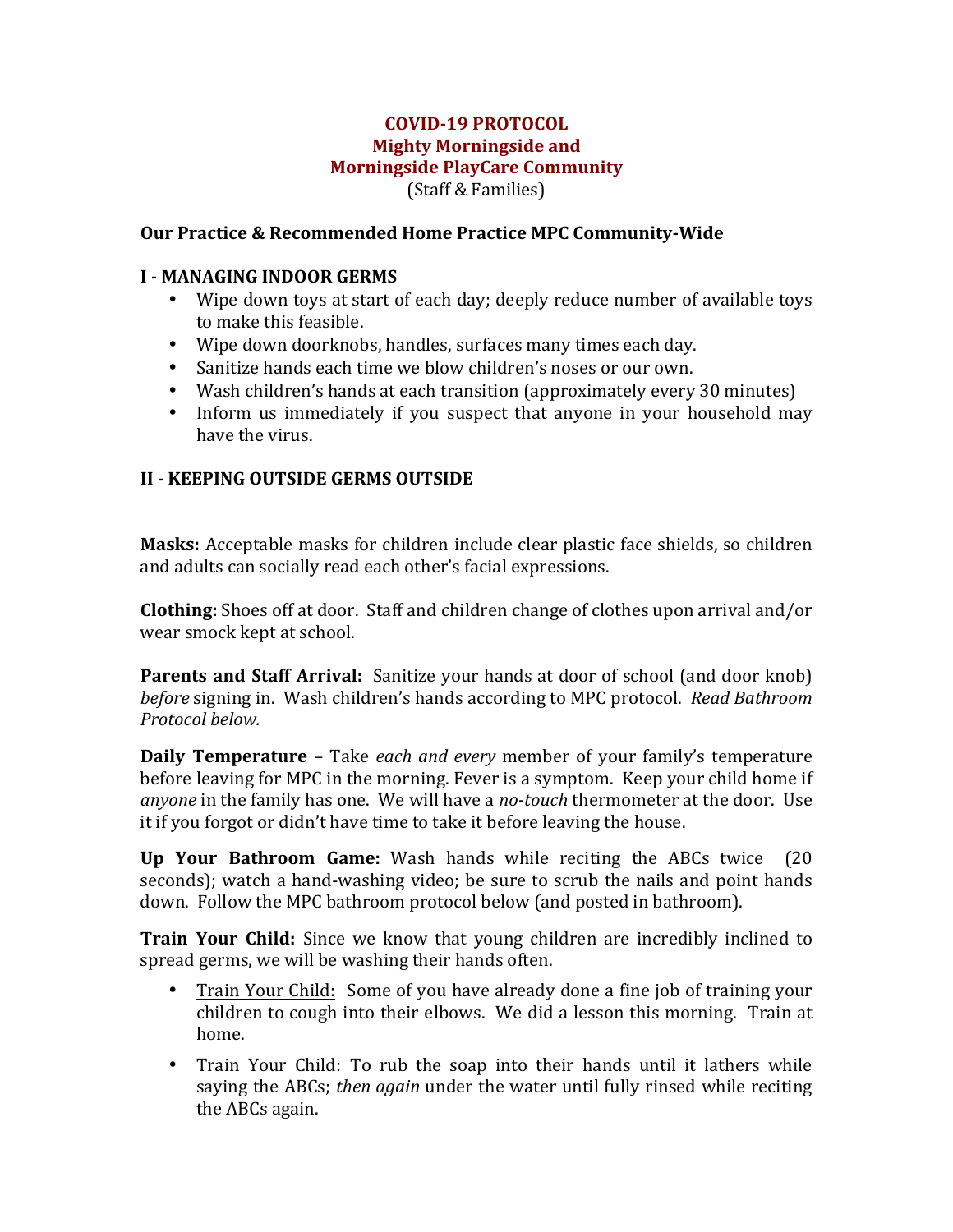# COVID-19 PROTOCOL
# Mighty Morningside and Morningside PlayCare Community

(Staff & Families)

**Our Practice & Recommended Home Practice MPC Community-Wide**

## I - MANAGING INDOOR GERMS

- Wipe down toys at start of each day; deeply reduce number of available toys to make this feasible.
- Wipe down doorknobs, handles, surfaces many times each day.
- Sanitize hands each time we blow children's noses or our own.
- Wash children's hands at each transition (approximately every 30 minutes)
- Inform us immediately if you suspect that anyone in your household may have the virus.

## II - KEEPING OUTSIDE GERMS OUTSIDE

**Masks:** Acceptable masks for children include clear plastic face shields, so children and adults can socially read each other's facial expressions.

**Clothing:** Shoes off at door. Staff and children change of clothes upon arrival and/or wear smock kept at school.

**Parents and Staff Arrival:** Sanitize your hands at door of school (and door knob) *before* signing in. Wash children's hands according to MPC protocol. *Read Bathroom Protocol below.*

**Daily Temperature** – Take *each and every* member of your family's temperature before leaving for MPC in the morning. Fever is a symptom. Keep your child home if *anyone* in the family has one. We will have a *no-touch* thermometer at the door. Use it if you forgot or didn't have time to take it before leaving the house.

**Up Your Bathroom Game:** Wash hands while reciting the ABCs twice (20 seconds); watch a hand-washing video; be sure to scrub the nails and point hands down. Follow the MPC bathroom protocol below (and posted in bathroom).

**Train Your Child:** Since we know that young children are incredibly inclined to spread germs, we will be washing their hands often.

- <u>Train Your Child:</u> Some of you have already done a fine job of training your children to cough into their elbows. We did a lesson this morning. Train at home.
- <u>Train Your Child:</u> To rub the soap into their hands until it lathers while saying the ABCs; *then again* under the water until fully rinsed while reciting the ABCs again.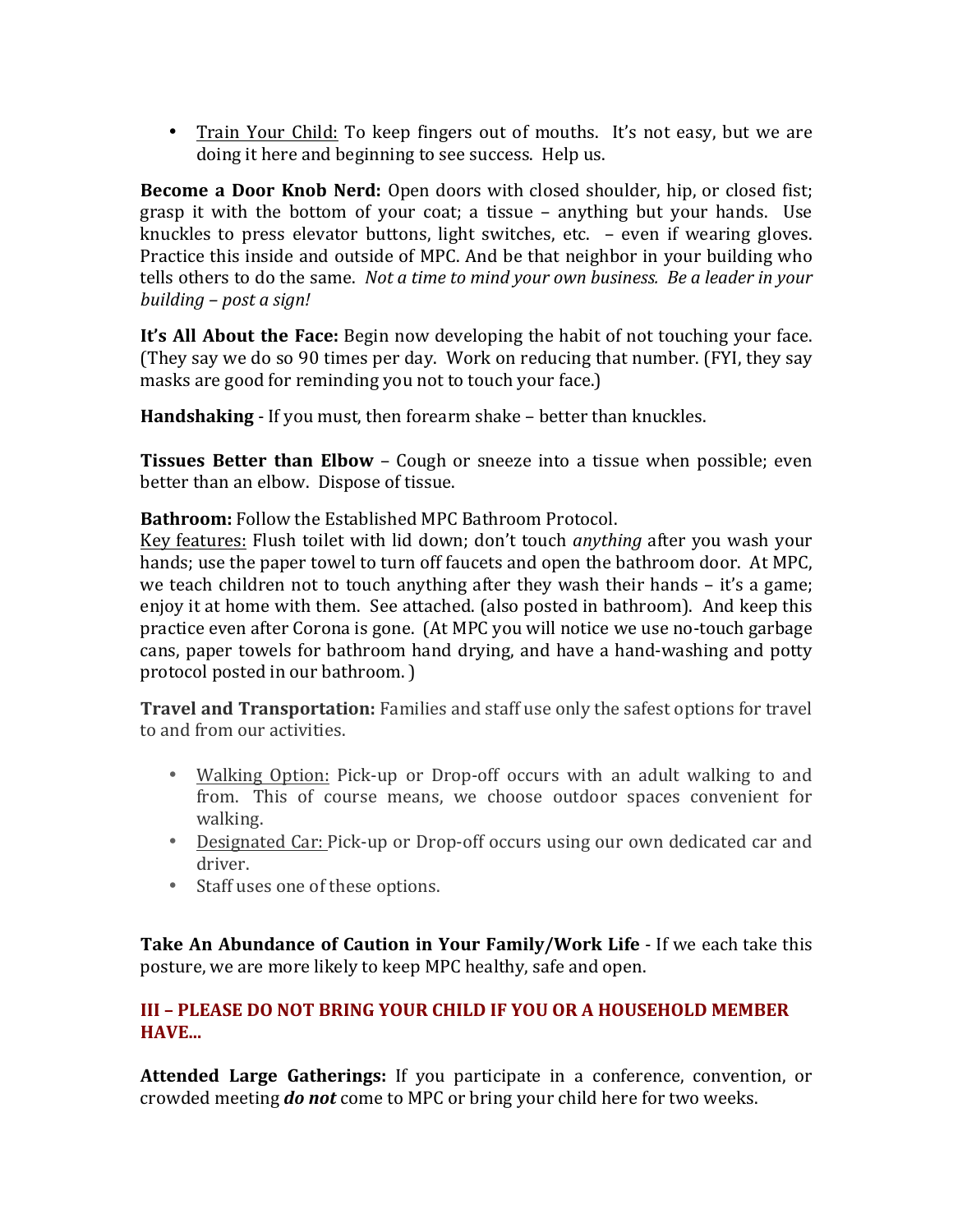- Train Your Child: To keep fingers out of mouths. It's not easy, but we are doing it here and beginning to see success. Help us.

**Become a Door Knob Nerd:** Open doors with closed shoulder, hip, or closed fist; grasp it with the bottom of your coat; a tissue – anything but your hands. Use knuckles to press elevator buttons, light switches, etc. – even if wearing gloves. Practice this inside and outside of MPC. And be that neighbor in your building who tells others to do the same. *Not a time to mind your own business. Be a leader in your building – post a sign!*

**It's All About the Face:** Begin now developing the habit of not touching your face. (They say we do so 90 times per day. Work on reducing that number. (FYI, they say masks are good for reminding you not to touch your face.)

**Handshaking** - If you must, then forearm shake – better than knuckles.

**Tissues Better than Elbow** – Cough or sneeze into a tissue when possible; even better than an elbow. Dispose of tissue.

**Bathroom:** Follow the Established MPC Bathroom Protocol.
Key features: Flush toilet with lid down; don't touch *anything* after you wash your hands; use the paper towel to turn off faucets and open the bathroom door. At MPC, we teach children not to touch anything after they wash their hands – it's a game; enjoy it at home with them. See attached. (also posted in bathroom). And keep this practice even after Corona is gone. (At MPC you will notice we use no-touch garbage cans, paper towels for bathroom hand drying, and have a hand-washing and potty protocol posted in our bathroom. )

**Travel and Transportation:** Families and staff use only the safest options for travel to and from our activities.

- Walking Option: Pick-up or Drop-off occurs with an adult walking to and from. This of course means, we choose outdoor spaces convenient for walking.
- Designated Car: Pick-up or Drop-off occurs using our own dedicated car and driver.
- Staff uses one of these options.

**Take An Abundance of Caution in Your Family/Work Life** - If we each take this posture, we are more likely to keep MPC healthy, safe and open.

## III – PLEASE DO NOT BRING YOUR CHILD IF YOU OR A HOUSEHOLD MEMBER HAVE...

**Attended Large Gatherings:** If you participate in a conference, convention, or crowded meeting ***do not*** come to MPC or bring your child here for two weeks.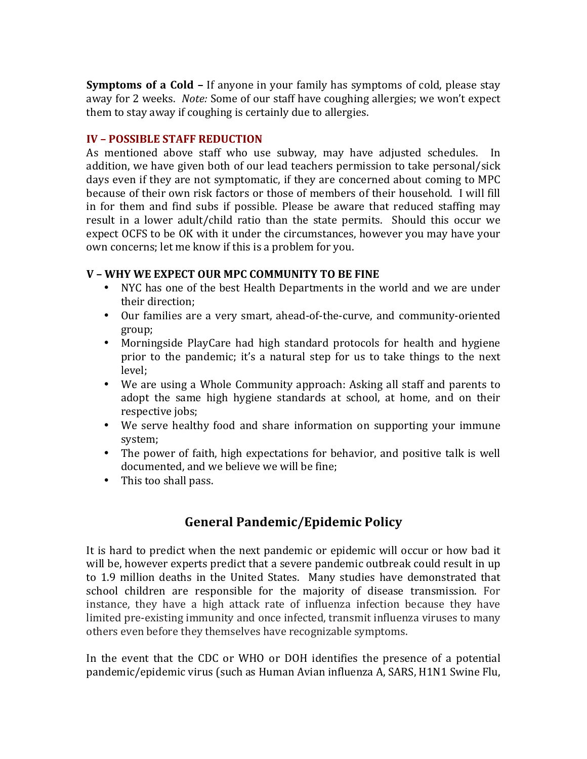**Symptoms of a Cold –** If anyone in your family has symptoms of cold, please stay away for 2 weeks. *Note:* Some of our staff have coughing allergies; we won't expect them to stay away if coughing is certainly due to allergies.

### IV – POSSIBLE STAFF REDUCTION

As mentioned above staff who use subway, may have adjusted schedules. In addition, we have given both of our lead teachers permission to take personal/sick days even if they are not symptomatic, if they are concerned about coming to MPC because of their own risk factors or those of members of their household. I will fill in for them and find subs if possible. Please be aware that reduced staffing may result in a lower adult/child ratio than the state permits. Should this occur we expect OCFS to be OK with it under the circumstances, however you may have your own concerns; let me know if this is a problem for you.

### V – WHY WE EXPECT OUR MPC COMMUNITY TO BE FINE

- NYC has one of the best Health Departments in the world and we are under their direction;
- Our families are a very smart, ahead-of-the-curve, and community-oriented group;
- Morningside PlayCare had high standard protocols for health and hygiene prior to the pandemic; it's a natural step for us to take things to the next level;
- We are using a Whole Community approach: Asking all staff and parents to adopt the same high hygiene standards at school, at home, and on their respective jobs;
- We serve healthy food and share information on supporting your immune system;
- The power of faith, high expectations for behavior, and positive talk is well documented, and we believe we will be fine;
- This too shall pass.

## General Pandemic/Epidemic Policy

It is hard to predict when the next pandemic or epidemic will occur or how bad it will be, however experts predict that a severe pandemic outbreak could result in up to 1.9 million deaths in the United States. Many studies have demonstrated that school children are responsible for the majority of disease transmission. For instance, they have a high attack rate of influenza infection because they have limited pre-existing immunity and once infected, transmit influenza viruses to many others even before they themselves have recognizable symptoms.

In the event that the CDC or WHO or DOH identifies the presence of a potential pandemic/epidemic virus (such as Human Avian influenza A, SARS, H1N1 Swine Flu,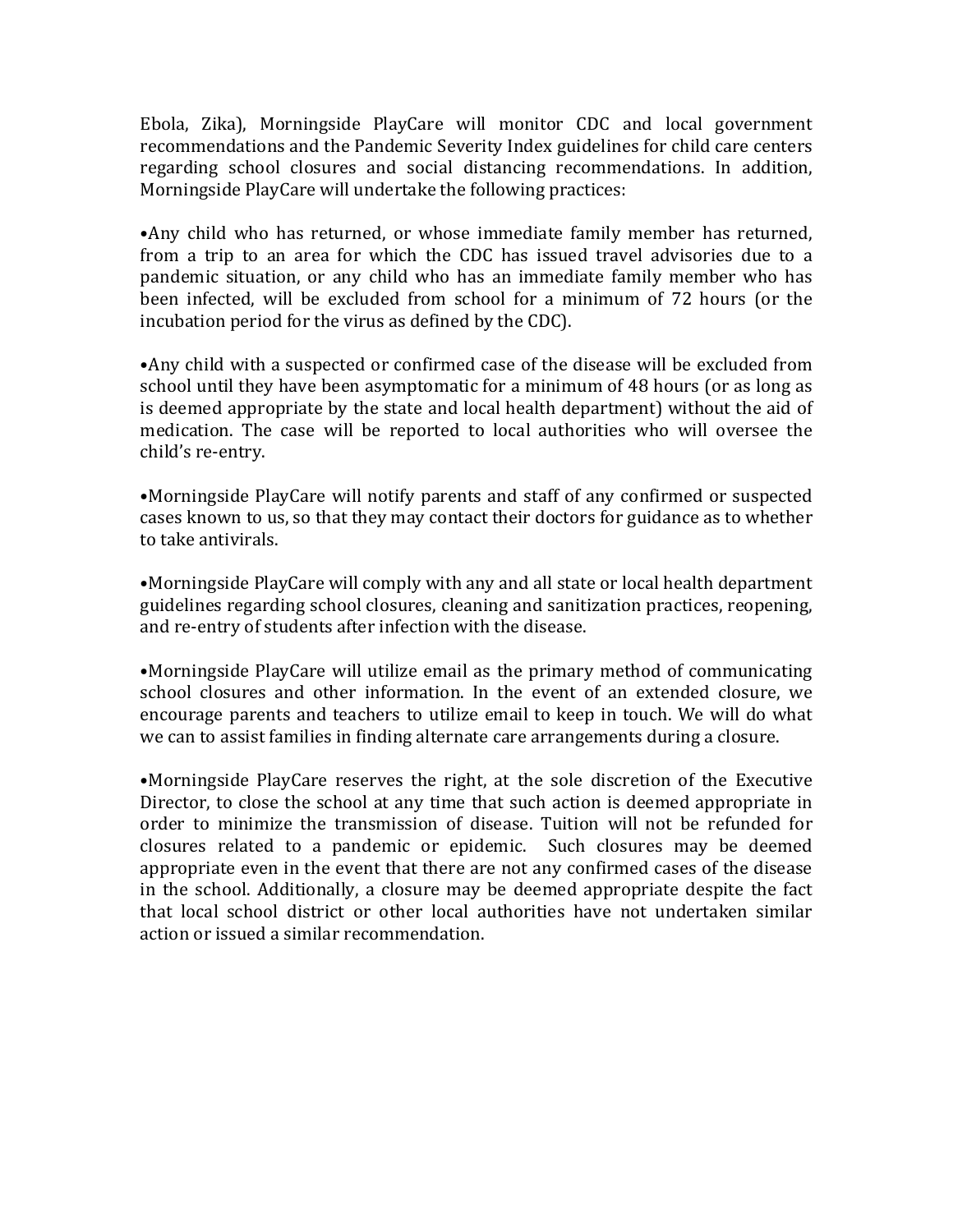Ebola, Zika), Morningside PlayCare will monitor CDC and local government recommendations and the Pandemic Severity Index guidelines for child care centers regarding school closures and social distancing recommendations. In addition, Morningside PlayCare will undertake the following practices:

•Any child who has returned, or whose immediate family member has returned, from a trip to an area for which the CDC has issued travel advisories due to a pandemic situation, or any child who has an immediate family member who has been infected, will be excluded from school for a minimum of 72 hours (or the incubation period for the virus as defined by the CDC).

•Any child with a suspected or confirmed case of the disease will be excluded from school until they have been asymptomatic for a minimum of 48 hours (or as long as is deemed appropriate by the state and local health department) without the aid of medication. The case will be reported to local authorities who will oversee the child's re-entry.

•Morningside PlayCare will notify parents and staff of any confirmed or suspected cases known to us, so that they may contact their doctors for guidance as to whether to take antivirals.

•Morningside PlayCare will comply with any and all state or local health department guidelines regarding school closures, cleaning and sanitization practices, reopening, and re-entry of students after infection with the disease.

•Morningside PlayCare will utilize email as the primary method of communicating school closures and other information. In the event of an extended closure, we encourage parents and teachers to utilize email to keep in touch. We will do what we can to assist families in finding alternate care arrangements during a closure.

•Morningside PlayCare reserves the right, at the sole discretion of the Executive Director, to close the school at any time that such action is deemed appropriate in order to minimize the transmission of disease. Tuition will not be refunded for closures related to a pandemic or epidemic. Such closures may be deemed appropriate even in the event that there are not any confirmed cases of the disease in the school. Additionally, a closure may be deemed appropriate despite the fact that local school district or other local authorities have not undertaken similar action or issued a similar recommendation.